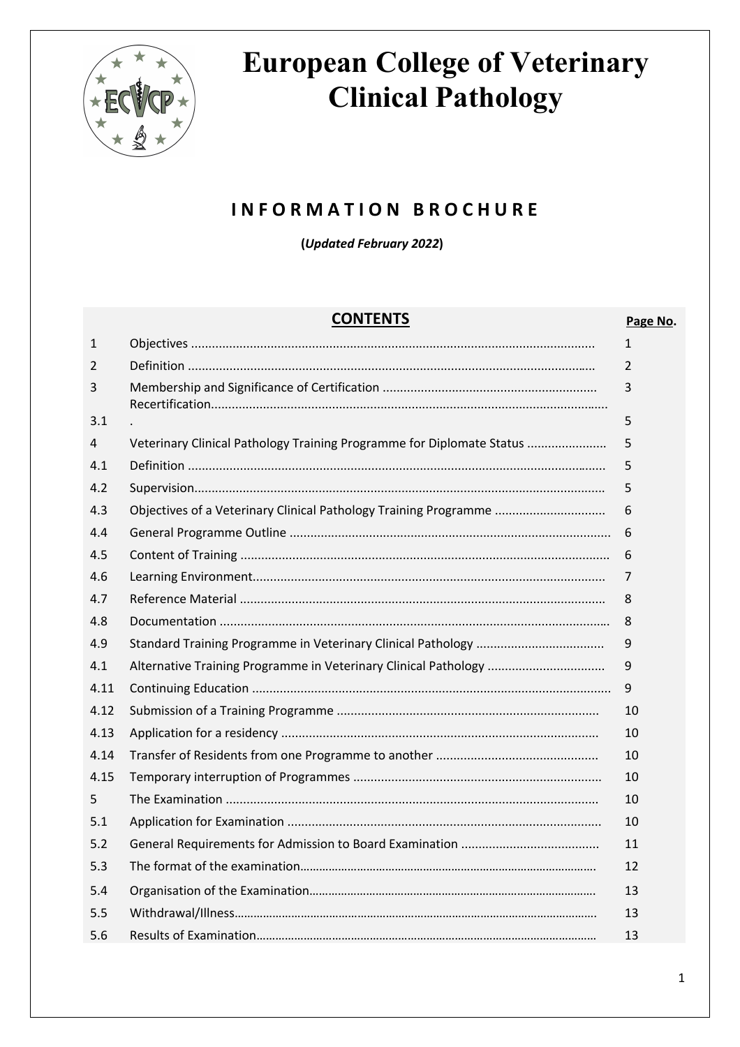# European College of Veterinary Clinical Pathology

## INFORMATION BROCHURE

**(*Updated February 2022*)**

| | **CONTENTS** | **Page No.** |
|---|---|---|
| 1 | Objectives | 1 |
| 2 | Definition | 2 |
| 3 | Membership and Significance of Certification | 3 |
| 3.1 | Recertification. | 5 |
| 4 | Veterinary Clinical Pathology Training Programme for Diplomate Status | 5 |
| 4.1 | Definition | 5 |
| 4.2 | Supervision | 5 |
| 4.3 | Objectives of a Veterinary Clinical Pathology Training Programme | 6 |
| 4.4 | General Programme Outline | 6 |
| 4.5 | Content of Training | 6 |
| 4.6 | Learning Environment | 7 |
| 4.7 | Reference Material | 8 |
| 4.8 | Documentation | 8 |
| 4.9 | Standard Training Programme in Veterinary Clinical Pathology | 9 |
| 4.1 | Alternative Training Programme in Veterinary Clinical Pathology | 9 |
| 4.11 | Continuing Education | 9 |
| 4.12 | Submission of a Training Programme | 10 |
| 4.13 | Application for a residency | 10 |
| 4.14 | Transfer of Residents from one Programme to another | 10 |
| 4.15 | Temporary interruption of Programmes | 10 |
| 5 | The Examination | 10 |
| 5.1 | Application for Examination | 10 |
| 5.2 | General Requirements for Admission to Board Examination | 11 |
| 5.3 | The format of the examination | 12 |
| 5.4 | Organisation of the Examination | 13 |
| 5.5 | Withdrawal/Illness | 13 |
| 5.6 | Results of Examination | 13 |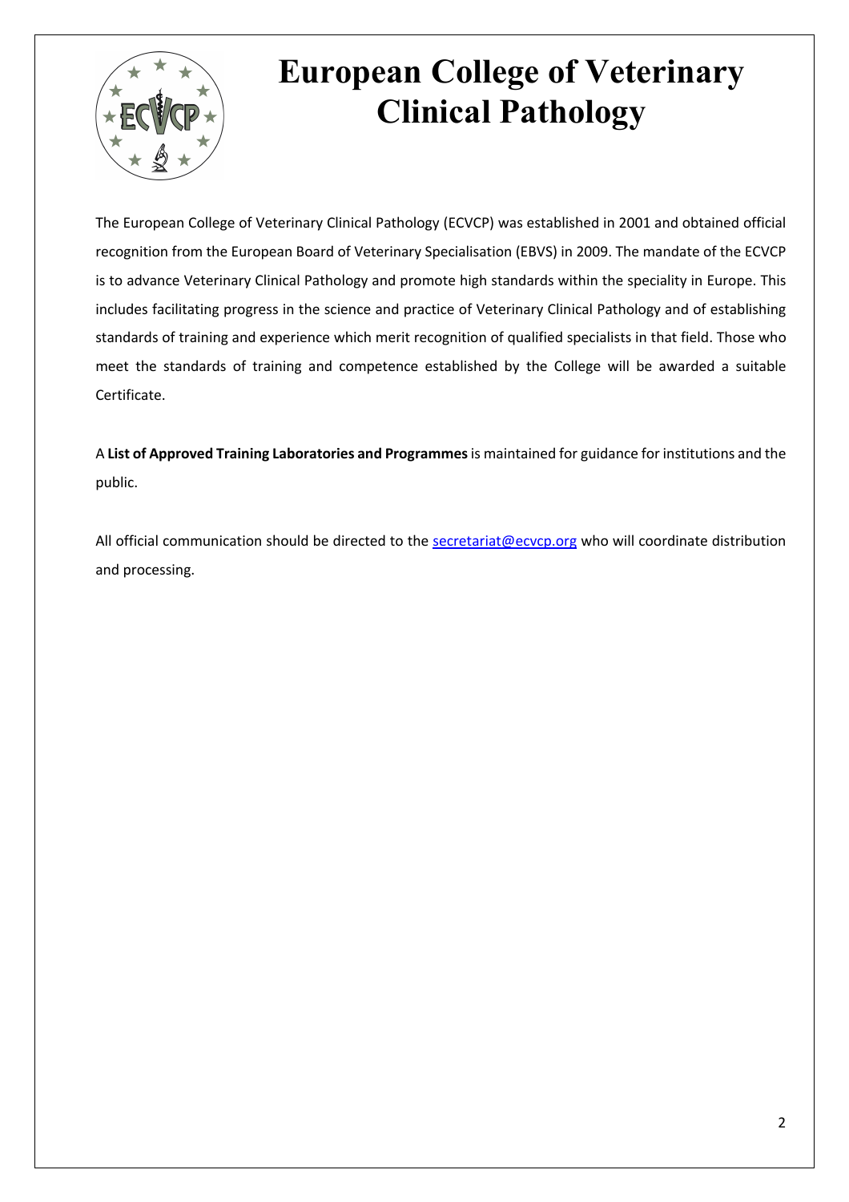# European College of Veterinary Clinical Pathology

The European College of Veterinary Clinical Pathology (ECVCP) was established in 2001 and obtained official recognition from the European Board of Veterinary Specialisation (EBVS) in 2009. The mandate of the ECVCP is to advance Veterinary Clinical Pathology and promote high standards within the speciality in Europe. This includes facilitating progress in the science and practice of Veterinary Clinical Pathology and of establishing standards of training and experience which merit recognition of qualified specialists in that field. Those who meet the standards of training and competence established by the College will be awarded a suitable Certificate.

A **List of Approved Training Laboratories and Programmes** is maintained for guidance for institutions and the public.

All official communication should be directed to the secretariat@ecvcp.org who will coordinate distribution and processing.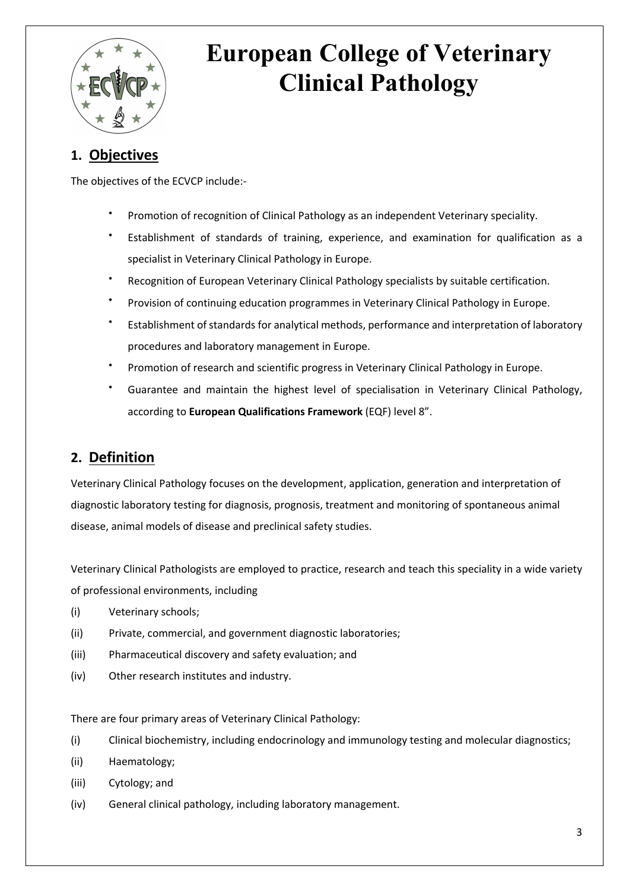# European College of Veterinary Clinical Pathology

## 1. Objectives

The objectives of the ECVCP include:-

- Promotion of recognition of Clinical Pathology as an independent Veterinary speciality.
- Establishment of standards of training, experience, and examination for qualification as a specialist in Veterinary Clinical Pathology in Europe.
- Recognition of European Veterinary Clinical Pathology specialists by suitable certification.
- Provision of continuing education programmes in Veterinary Clinical Pathology in Europe.
- Establishment of standards for analytical methods, performance and interpretation of laboratory procedures and laboratory management in Europe.
- Promotion of research and scientific progress in Veterinary Clinical Pathology in Europe.
- Guarantee and maintain the highest level of specialisation in Veterinary Clinical Pathology, according to **European Qualifications Framework** (EQF) level 8".

## 2. Definition

Veterinary Clinical Pathology focuses on the development, application, generation and interpretation of diagnostic laboratory testing for diagnosis, prognosis, treatment and monitoring of spontaneous animal disease, animal models of disease and preclinical safety studies.

Veterinary Clinical Pathologists are employed to practice, research and teach this speciality in a wide variety of professional environments, including

(i) Veterinary schools;
(ii) Private, commercial, and government diagnostic laboratories;
(iii) Pharmaceutical discovery and safety evaluation; and
(iv) Other research institutes and industry.

There are four primary areas of Veterinary Clinical Pathology:

(i) Clinical biochemistry, including endocrinology and immunology testing and molecular diagnostics;
(ii) Haematology;
(iii) Cytology; and
(iv) General clinical pathology, including laboratory management.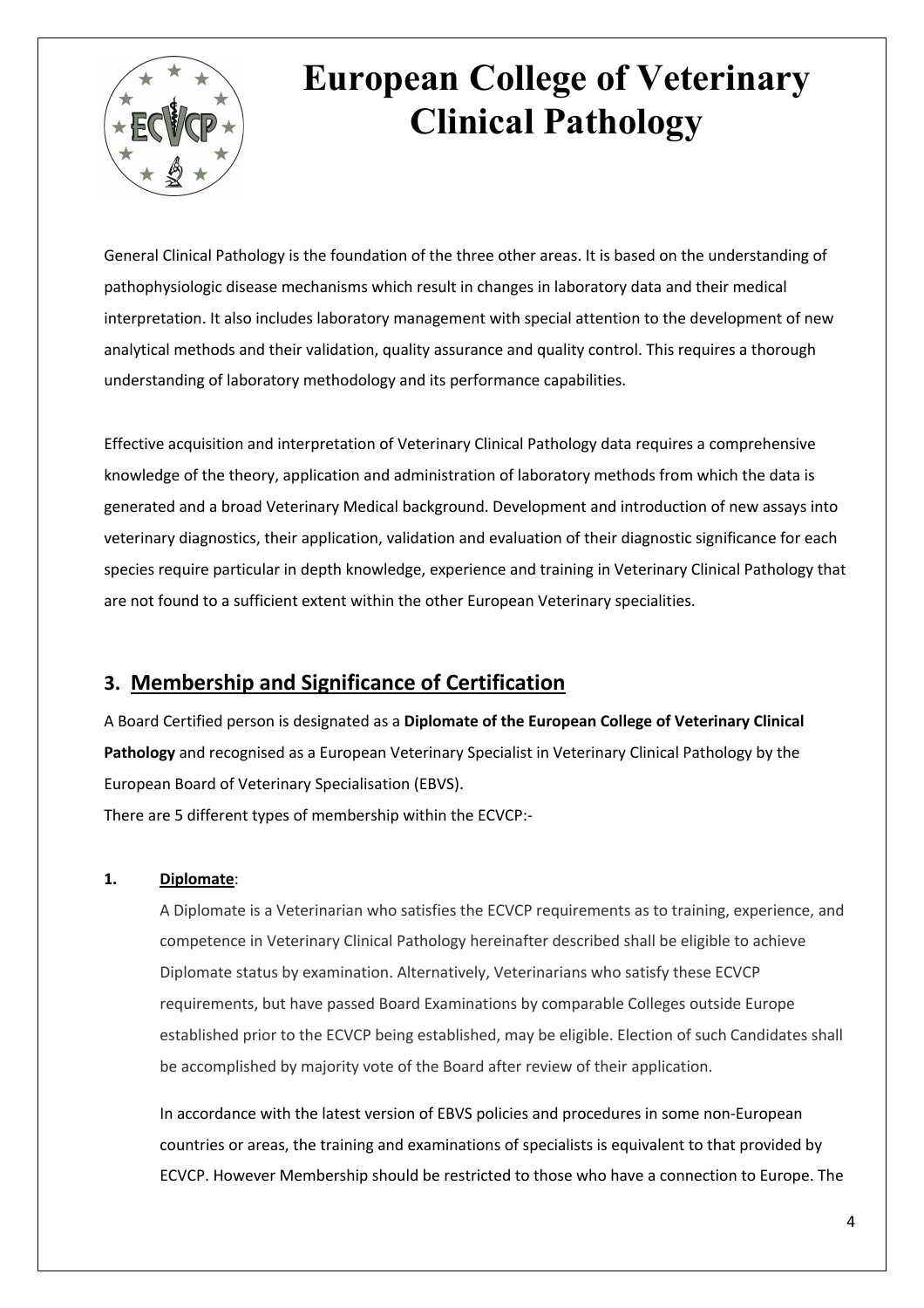General Clinical Pathology is the foundation of the three other areas. It is based on the understanding of pathophysiologic disease mechanisms which result in changes in laboratory data and their medical interpretation. It also includes laboratory management with special attention to the development of new analytical methods and their validation, quality assurance and quality control. This requires a thorough understanding of laboratory methodology and its performance capabilities.

Effective acquisition and interpretation of Veterinary Clinical Pathology data requires a comprehensive knowledge of the theory, application and administration of laboratory methods from which the data is generated and a broad Veterinary Medical background. Development and introduction of new assays into veterinary diagnostics, their application, validation and evaluation of their diagnostic significance for each species require particular in depth knowledge, experience and training in Veterinary Clinical Pathology that are not found to a sufficient extent within the other European Veterinary specialities.

## 3. Membership and Significance of Certification

A Board Certified person is designated as a **Diplomate of the European College of Veterinary Clinical Pathology** and recognised as a European Veterinary Specialist in Veterinary Clinical Pathology by the European Board of Veterinary Specialisation (EBVS).

There are 5 different types of membership within the ECVCP:-

**1. Diplomate**:

A Diplomate is a Veterinarian who satisfies the ECVCP requirements as to training, experience, and competence in Veterinary Clinical Pathology hereinafter described shall be eligible to achieve Diplomate status by examination. Alternatively, Veterinarians who satisfy these ECVCP requirements, but have passed Board Examinations by comparable Colleges outside Europe established prior to the ECVCP being established, may be eligible. Election of such Candidates shall be accomplished by majority vote of the Board after review of their application.

In accordance with the latest version of EBVS policies and procedures in some non-European countries or areas, the training and examinations of specialists is equivalent to that provided by ECVCP. However Membership should be restricted to those who have a connection to Europe. The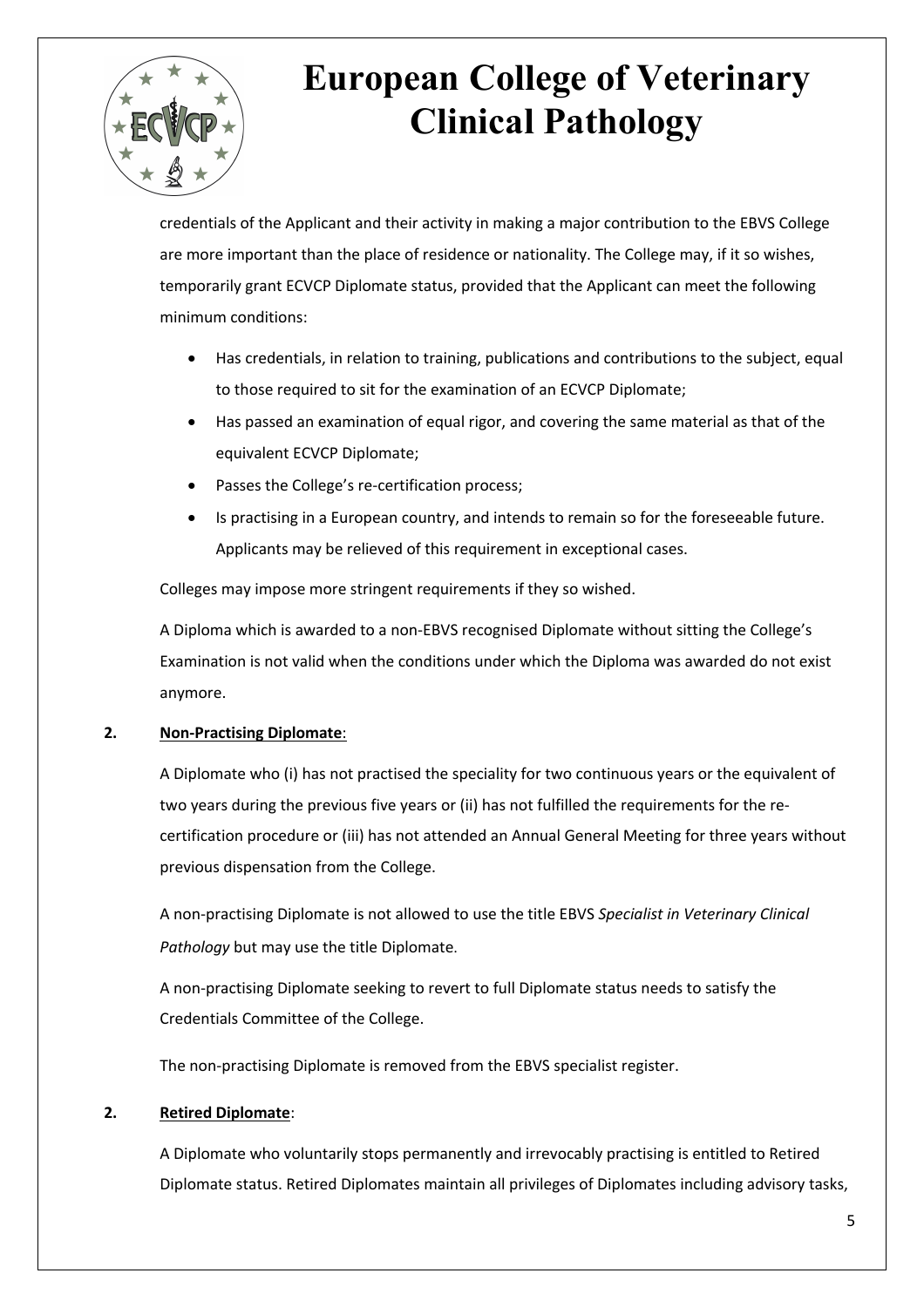credentials of the Applicant and their activity in making a major contribution to the EBVS College are more important than the place of residence or nationality. The College may, if it so wishes, temporarily grant ECVCP Diplomate status, provided that the Applicant can meet the following minimum conditions:

- Has credentials, in relation to training, publications and contributions to the subject, equal to those required to sit for the examination of an ECVCP Diplomate;
- Has passed an examination of equal rigor, and covering the same material as that of the equivalent ECVCP Diplomate;
- Passes the College's re-certification process;
- Is practising in a European country, and intends to remain so for the foreseeable future. Applicants may be relieved of this requirement in exceptional cases.

Colleges may impose more stringent requirements if they so wished.

A Diploma which is awarded to a non-EBVS recognised Diplomate without sitting the College's Examination is not valid when the conditions under which the Diploma was awarded do not exist anymore.

**2. <u>Non-Practising Diplomate</u>:**

A Diplomate who (i) has not practised the speciality for two continuous years or the equivalent of two years during the previous five years or (ii) has not fulfilled the requirements for the re-certification procedure or (iii) has not attended an Annual General Meeting for three years without previous dispensation from the College.

A non-practising Diplomate is not allowed to use the title EBVS *Specialist in Veterinary Clinical Pathology* but may use the title Diplomate.

A non-practising Diplomate seeking to revert to full Diplomate status needs to satisfy the Credentials Committee of the College.

The non-practising Diplomate is removed from the EBVS specialist register.

**2. <u>Retired Diplomate</u>:**

A Diplomate who voluntarily stops permanently and irrevocably practising is entitled to Retired Diplomate status. Retired Diplomates maintain all privileges of Diplomates including advisory tasks,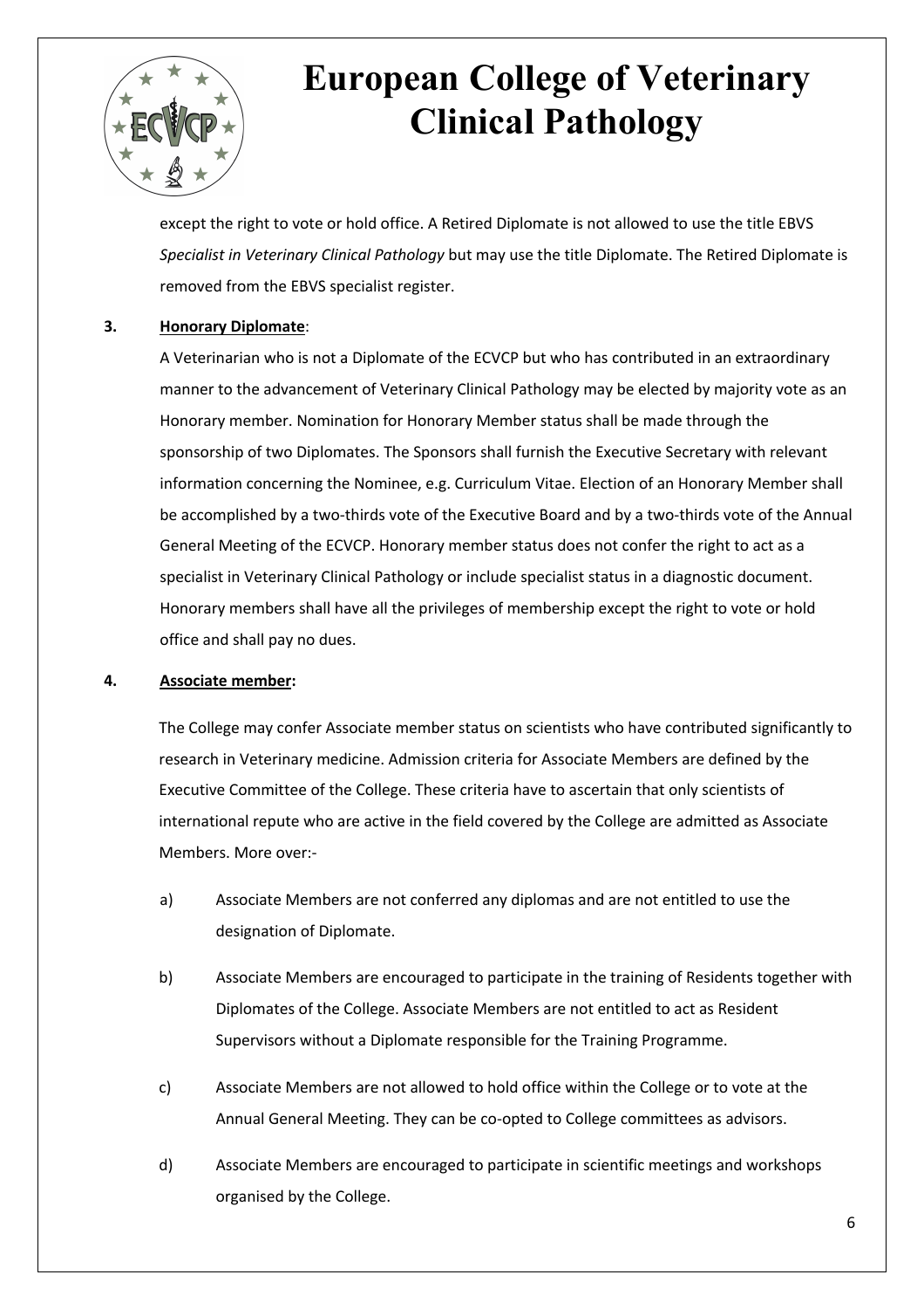except the right to vote or hold office. A Retired Diplomate is not allowed to use the title EBVS *Specialist in Veterinary Clinical Pathology* but may use the title Diplomate. The Retired Diplomate is removed from the EBVS specialist register.

**3. Honorary Diplomate**:

A Veterinarian who is not a Diplomate of the ECVCP but who has contributed in an extraordinary manner to the advancement of Veterinary Clinical Pathology may be elected by majority vote as an Honorary member. Nomination for Honorary Member status shall be made through the sponsorship of two Diplomates. The Sponsors shall furnish the Executive Secretary with relevant information concerning the Nominee, e.g. Curriculum Vitae. Election of an Honorary Member shall be accomplished by a two-thirds vote of the Executive Board and by a two-thirds vote of the Annual General Meeting of the ECVCP. Honorary member status does not confer the right to act as a specialist in Veterinary Clinical Pathology or include specialist status in a diagnostic document. Honorary members shall have all the privileges of membership except the right to vote or hold office and shall pay no dues.

**4. Associate member:**

The College may confer Associate member status on scientists who have contributed significantly to research in Veterinary medicine. Admission criteria for Associate Members are defined by the Executive Committee of the College. These criteria have to ascertain that only scientists of international repute who are active in the field covered by the College are admitted as Associate Members. More over:-

a) Associate Members are not conferred any diplomas and are not entitled to use the designation of Diplomate.

b) Associate Members are encouraged to participate in the training of Residents together with Diplomates of the College. Associate Members are not entitled to act as Resident Supervisors without a Diplomate responsible for the Training Programme.

c) Associate Members are not allowed to hold office within the College or to vote at the Annual General Meeting. They can be co-opted to College committees as advisors.

d) Associate Members are encouraged to participate in scientific meetings and workshops organised by the College.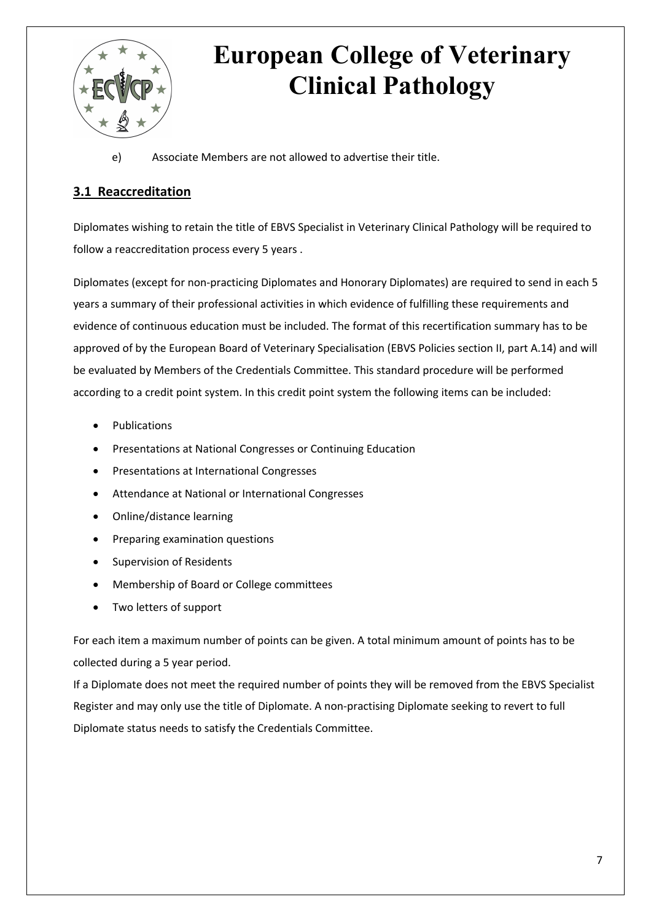e) Associate Members are not allowed to advertise their title.

## **3.1 Reaccreditation**

Diplomates wishing to retain the title of EBVS Specialist in Veterinary Clinical Pathology will be required to follow a reaccreditation process every 5 years .

Diplomates (except for non-practicing Diplomates and Honorary Diplomates) are required to send in each 5 years a summary of their professional activities in which evidence of fulfilling these requirements and evidence of continuous education must be included. The format of this recertification summary has to be approved of by the European Board of Veterinary Specialisation (EBVS Policies section II, part A.14) and will be evaluated by Members of the Credentials Committee. This standard procedure will be performed according to a credit point system. In this credit point system the following items can be included:

- Publications
- Presentations at National Congresses or Continuing Education
- Presentations at International Congresses
- Attendance at National or International Congresses
- Online/distance learning
- Preparing examination questions
- Supervision of Residents
- Membership of Board or College committees
- Two letters of support

For each item a maximum number of points can be given. A total minimum amount of points has to be collected during a 5 year period.

If a Diplomate does not meet the required number of points they will be removed from the EBVS Specialist Register and may only use the title of Diplomate. A non-practising Diplomate seeking to revert to full Diplomate status needs to satisfy the Credentials Committee.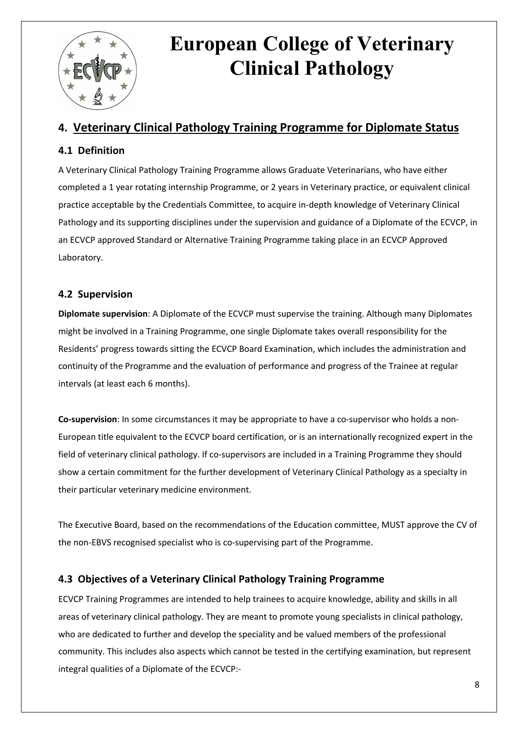# European College of Veterinary Clinical Pathology

## 4. Veterinary Clinical Pathology Training Programme for Diplomate Status

### 4.1 Definition

A Veterinary Clinical Pathology Training Programme allows Graduate Veterinarians, who have either completed a 1 year rotating internship Programme, or 2 years in Veterinary practice, or equivalent clinical practice acceptable by the Credentials Committee, to acquire in-depth knowledge of Veterinary Clinical Pathology and its supporting disciplines under the supervision and guidance of a Diplomate of the ECVCP, in an ECVCP approved Standard or Alternative Training Programme taking place in an ECVCP Approved Laboratory.

### 4.2 Supervision

**Diplomate supervision**: A Diplomate of the ECVCP must supervise the training. Although many Diplomates might be involved in a Training Programme, one single Diplomate takes overall responsibility for the Residents' progress towards sitting the ECVCP Board Examination, which includes the administration and continuity of the Programme and the evaluation of performance and progress of the Trainee at regular intervals (at least each 6 months).

**Co-supervision**: In some circumstances it may be appropriate to have a co-supervisor who holds a non-European title equivalent to the ECVCP board certification, or is an internationally recognized expert in the field of veterinary clinical pathology. If co-supervisors are included in a Training Programme they should show a certain commitment for the further development of Veterinary Clinical Pathology as a specialty in their particular veterinary medicine environment.

The Executive Board, based on the recommendations of the Education committee, MUST approve the CV of the non-EBVS recognised specialist who is co-supervising part of the Programme.

### 4.3 Objectives of a Veterinary Clinical Pathology Training Programme

ECVCP Training Programmes are intended to help trainees to acquire knowledge, ability and skills in all areas of veterinary clinical pathology. They are meant to promote young specialists in clinical pathology, who are dedicated to further and develop the speciality and be valued members of the professional community. This includes also aspects which cannot be tested in the certifying examination, but represent integral qualities of a Diplomate of the ECVCP:-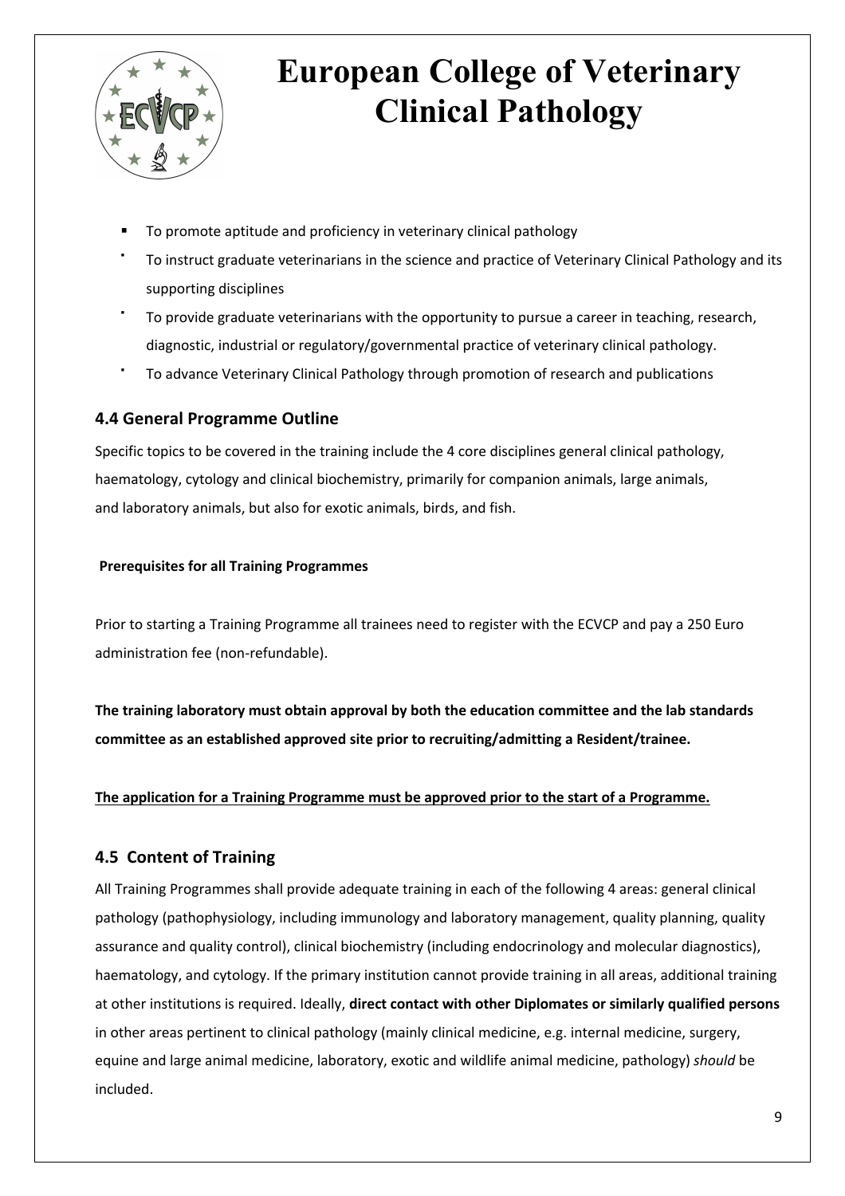- To promote aptitude and proficiency in veterinary clinical pathology
- To instruct graduate veterinarians in the science and practice of Veterinary Clinical Pathology and its supporting disciplines
- To provide graduate veterinarians with the opportunity to pursue a career in teaching, research, diagnostic, industrial or regulatory/governmental practice of veterinary clinical pathology.
- To advance Veterinary Clinical Pathology through promotion of research and publications

## 4.4 General Programme Outline

Specific topics to be covered in the training include the 4 core disciplines general clinical pathology, haematology, cytology and clinical biochemistry, primarily for companion animals, large animals, and laboratory animals, but also for exotic animals, birds, and fish.

**Prerequisites for all Training Programmes**

Prior to starting a Training Programme all trainees need to register with the ECVCP and pay a 250 Euro administration fee (non-refundable).

**The training laboratory must obtain approval by both the education committee and the lab standards committee as an established approved site prior to recruiting/admitting a Resident/trainee.**

**<u>The application for a Training Programme must be approved prior to the start of a Programme.</u>**

## 4.5 Content of Training

All Training Programmes shall provide adequate training in each of the following 4 areas: general clinical pathology (pathophysiology, including immunology and laboratory management, quality planning, quality assurance and quality control), clinical biochemistry (including endocrinology and molecular diagnostics), haematology, and cytology. If the primary institution cannot provide training in all areas, additional training at other institutions is required. Ideally, **direct contact with other Diplomates or similarly qualified persons** in other areas pertinent to clinical pathology (mainly clinical medicine, e.g. internal medicine, surgery, equine and large animal medicine, laboratory, exotic and wildlife animal medicine, pathology) *should* be included.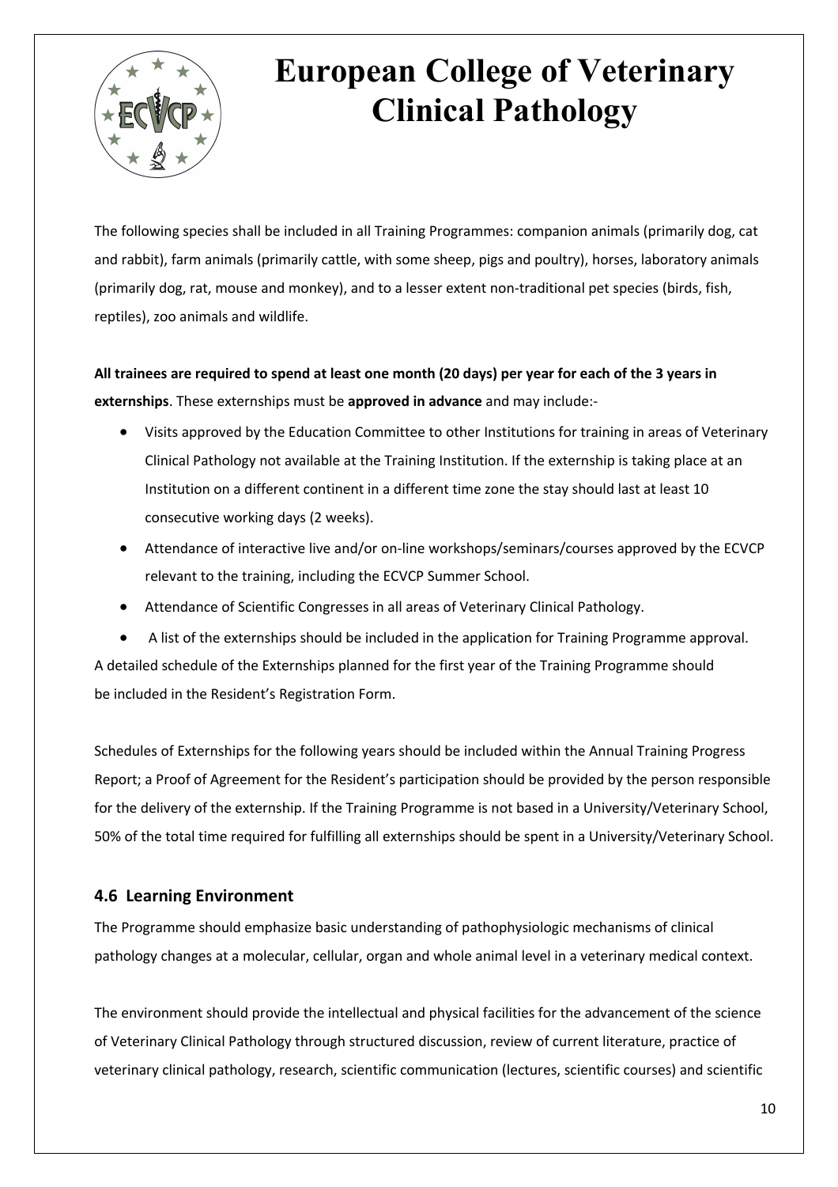The following species shall be included in all Training Programmes: companion animals (primarily dog, cat and rabbit), farm animals (primarily cattle, with some sheep, pigs and poultry), horses, laboratory animals (primarily dog, rat, mouse and monkey), and to a lesser extent non-traditional pet species (birds, fish, reptiles), zoo animals and wildlife.

**All trainees are required to spend at least one month (20 days) per year for each of the 3 years in externships**. These externships must be **approved in advance** and may include:-

- Visits approved by the Education Committee to other Institutions for training in areas of Veterinary Clinical Pathology not available at the Training Institution. If the externship is taking place at an Institution on a different continent in a different time zone the stay should last at least 10 consecutive working days (2 weeks).
- Attendance of interactive live and/or on-line workshops/seminars/courses approved by the ECVCP relevant to the training, including the ECVCP Summer School.
- Attendance of Scientific Congresses in all areas of Veterinary Clinical Pathology.
- A list of the externships should be included in the application for Training Programme approval.

A detailed schedule of the Externships planned for the first year of the Training Programme should be included in the Resident's Registration Form.

Schedules of Externships for the following years should be included within the Annual Training Progress Report; a Proof of Agreement for the Resident's participation should be provided by the person responsible for the delivery of the externship. If the Training Programme is not based in a University/Veterinary School, 50% of the total time required for fulfilling all externships should be spent in a University/Veterinary School.

## 4.6 Learning Environment

The Programme should emphasize basic understanding of pathophysiologic mechanisms of clinical pathology changes at a molecular, cellular, organ and whole animal level in a veterinary medical context.

The environment should provide the intellectual and physical facilities for the advancement of the science of Veterinary Clinical Pathology through structured discussion, review of current literature, practice of veterinary clinical pathology, research, scientific communication (lectures, scientific courses) and scientific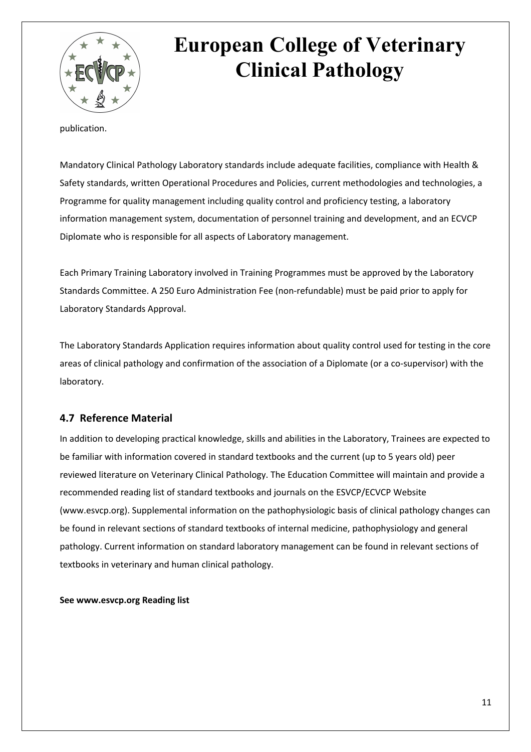publication.

Mandatory Clinical Pathology Laboratory standards include adequate facilities, compliance with Health & Safety standards, written Operational Procedures and Policies, current methodologies and technologies, a Programme for quality management including quality control and proficiency testing, a laboratory information management system, documentation of personnel training and development, and an ECVCP Diplomate who is responsible for all aspects of Laboratory management.

Each Primary Training Laboratory involved in Training Programmes must be approved by the Laboratory Standards Committee. A 250 Euro Administration Fee (non-refundable) must be paid prior to apply for Laboratory Standards Approval.

The Laboratory Standards Application requires information about quality control used for testing in the core areas of clinical pathology and confirmation of the association of a Diplomate (or a co-supervisor) with the laboratory.

## 4.7 Reference Material

In addition to developing practical knowledge, skills and abilities in the Laboratory, Trainees are expected to be familiar with information covered in standard textbooks and the current (up to 5 years old) peer reviewed literature on Veterinary Clinical Pathology. The Education Committee will maintain and provide a recommended reading list of standard textbooks and journals on the ESVCP/ECVCP Website (www.esvcp.org). Supplemental information on the pathophysiologic basis of clinical pathology changes can be found in relevant sections of standard textbooks of internal medicine, pathophysiology and general pathology. Current information on standard laboratory management can be found in relevant sections of textbooks in veterinary and human clinical pathology.

**See www.esvcp.org Reading list**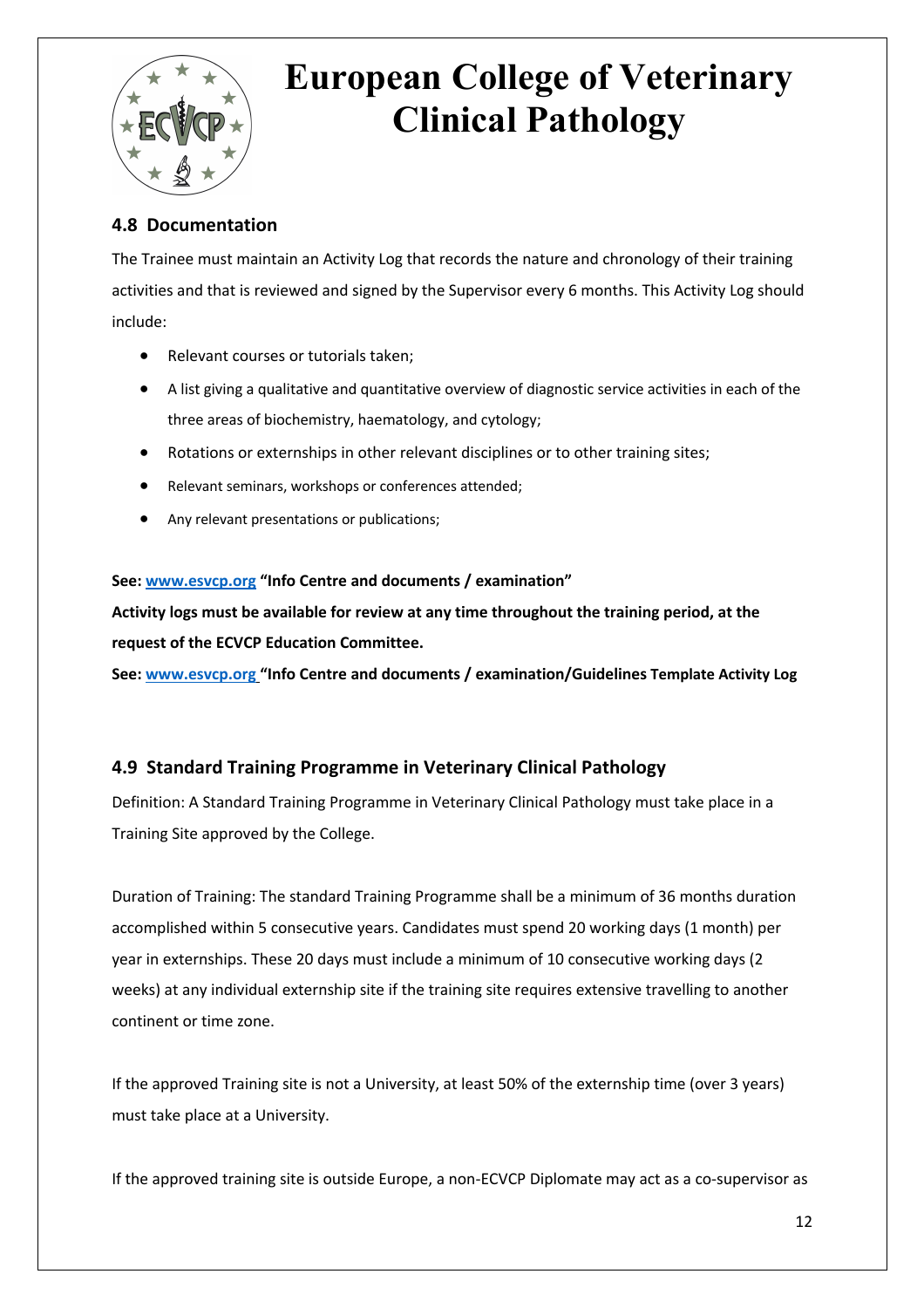## 4.8 Documentation

The Trainee must maintain an Activity Log that records the nature and chronology of their training activities and that is reviewed and signed by the Supervisor every 6 months. This Activity Log should include:

- Relevant courses or tutorials taken;
- A list giving a qualitative and quantitative overview of diagnostic service activities in each of the three areas of biochemistry, haematology, and cytology;
- Rotations or externships in other relevant disciplines or to other training sites;
- Relevant seminars, workshops or conferences attended;
- Any relevant presentations or publications;

**See: [www.esvcp.org](http://www.esvcp.org) "Info Centre and documents / examination"**

**Activity logs must be available for review at any time throughout the training period, at the request of the ECVCP Education Committee.**

**See: [www.esvcp.org](http://www.esvcp.org) "Info Centre and documents / examination/Guidelines Template Activity Log**

## 4.9 Standard Training Programme in Veterinary Clinical Pathology

Definition: A Standard Training Programme in Veterinary Clinical Pathology must take place in a Training Site approved by the College.

Duration of Training: The standard Training Programme shall be a minimum of 36 months duration accomplished within 5 consecutive years. Candidates must spend 20 working days (1 month) per year in externships. These 20 days must include a minimum of 10 consecutive working days (2 weeks) at any individual externship site if the training site requires extensive travelling to another continent or time zone.

If the approved Training site is not a University, at least 50% of the externship time (over 3 years) must take place at a University.

If the approved training site is outside Europe, a non-ECVCP Diplomate may act as a co-supervisor as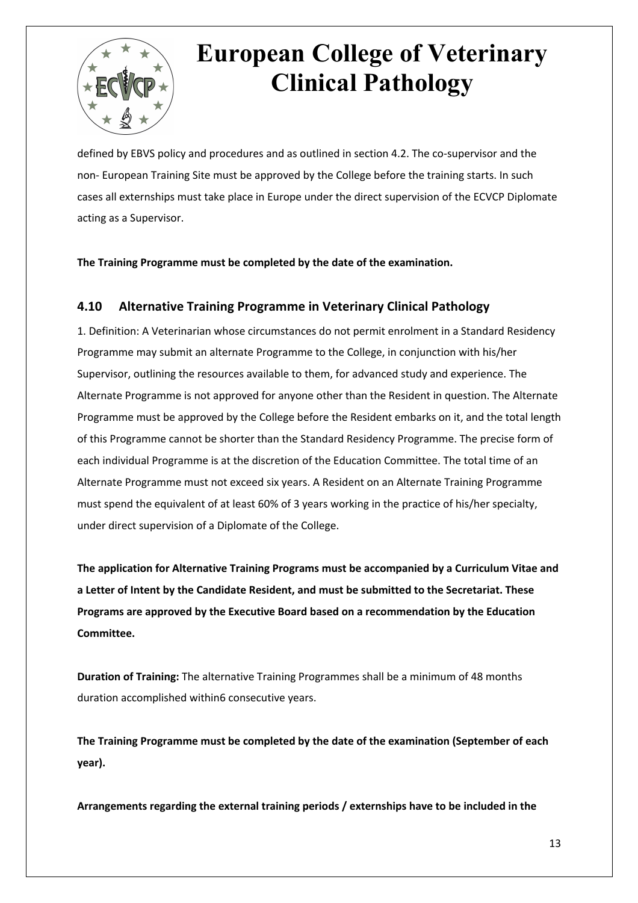defined by EBVS policy and procedures and as outlined in section 4.2. The co-supervisor and the non- European Training Site must be approved by the College before the training starts. In such cases all externships must take place in Europe under the direct supervision of the ECVCP Diplomate acting as a Supervisor.

**The Training Programme must be completed by the date of the examination.**

## 4.10 Alternative Training Programme in Veterinary Clinical Pathology

1. Definition: A Veterinarian whose circumstances do not permit enrolment in a Standard Residency Programme may submit an alternate Programme to the College, in conjunction with his/her Supervisor, outlining the resources available to them, for advanced study and experience. The Alternate Programme is not approved for anyone other than the Resident in question. The Alternate Programme must be approved by the College before the Resident embarks on it, and the total length of this Programme cannot be shorter than the Standard Residency Programme. The precise form of each individual Programme is at the discretion of the Education Committee. The total time of an Alternate Programme must not exceed six years. A Resident on an Alternate Training Programme must spend the equivalent of at least 60% of 3 years working in the practice of his/her specialty, under direct supervision of a Diplomate of the College.

**The application for Alternative Training Programs must be accompanied by a Curriculum Vitae and a Letter of Intent by the Candidate Resident, and must be submitted to the Secretariat. These Programs are approved by the Executive Board based on a recommendation by the Education Committee.**

**Duration of Training:** The alternative Training Programmes shall be a minimum of 48 months duration accomplished within6 consecutive years.

**The Training Programme must be completed by the date of the examination (September of each year).**

**Arrangements regarding the external training periods / externships have to be included in the**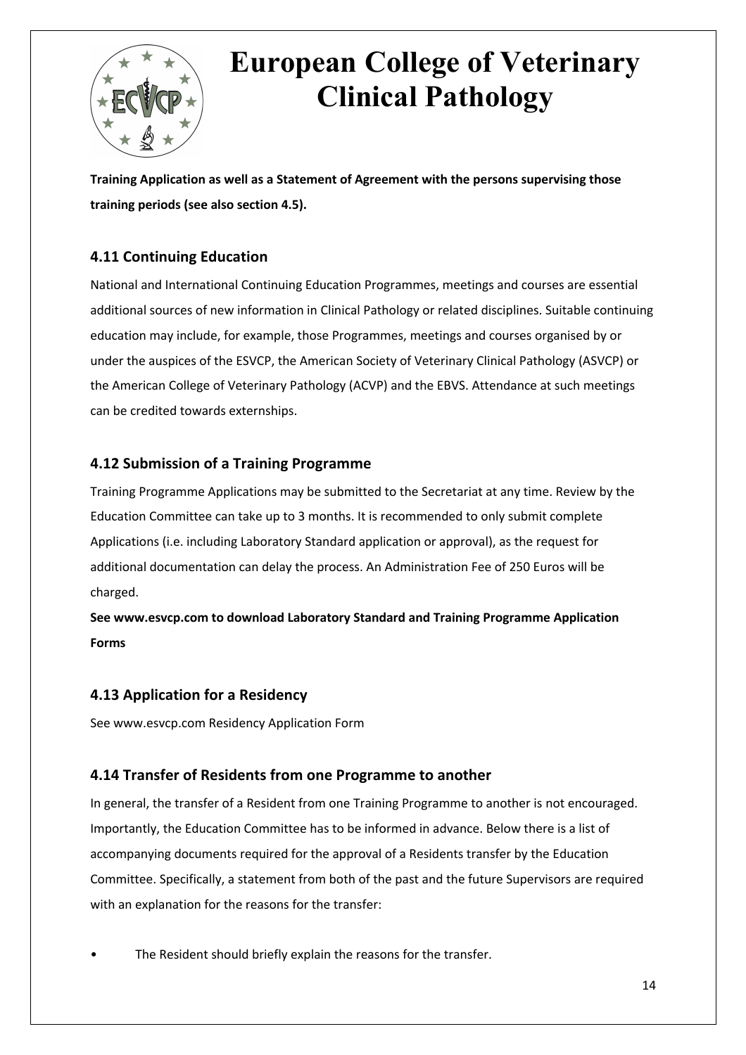**Training Application as well as a Statement of Agreement with the persons supervising those training periods (see also section 4.5).**

## 4.11 Continuing Education

National and International Continuing Education Programmes, meetings and courses are essential additional sources of new information in Clinical Pathology or related disciplines. Suitable continuing education may include, for example, those Programmes, meetings and courses organised by or under the auspices of the ESVCP, the American Society of Veterinary Clinical Pathology (ASVCP) or the American College of Veterinary Pathology (ACVP) and the EBVS. Attendance at such meetings can be credited towards externships.

## 4.12 Submission of a Training Programme

Training Programme Applications may be submitted to the Secretariat at any time. Review by the Education Committee can take up to 3 months. It is recommended to only submit complete Applications (i.e. including Laboratory Standard application or approval), as the request for additional documentation can delay the process. An Administration Fee of 250 Euros will be charged.

**See www.esvcp.com to download Laboratory Standard and Training Programme Application Forms**

## 4.13 Application for a Residency

See www.esvcp.com Residency Application Form

## 4.14 Transfer of Residents from one Programme to another

In general, the transfer of a Resident from one Training Programme to another is not encouraged. Importantly, the Education Committee has to be informed in advance. Below there is a list of accompanying documents required for the approval of a Residents transfer by the Education Committee. Specifically, a statement from both of the past and the future Supervisors are required with an explanation for the reasons for the transfer:

- The Resident should briefly explain the reasons for the transfer.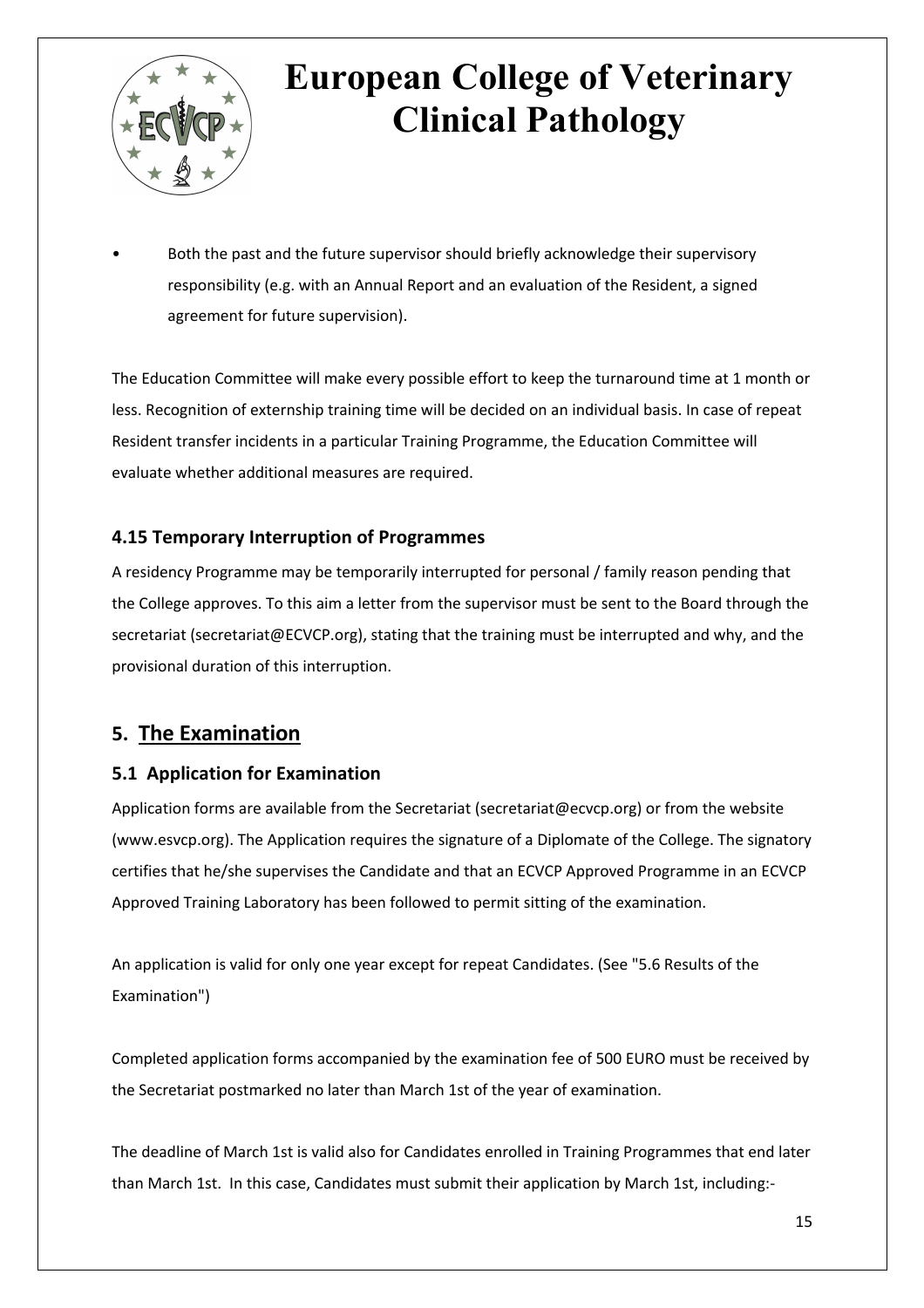- Both the past and the future supervisor should briefly acknowledge their supervisory responsibility (e.g. with an Annual Report and an evaluation of the Resident, a signed agreement for future supervision).

The Education Committee will make every possible effort to keep the turnaround time at 1 month or less. Recognition of externship training time will be decided on an individual basis. In case of repeat Resident transfer incidents in a particular Training Programme, the Education Committee will evaluate whether additional measures are required.

### 4.15 Temporary Interruption of Programmes

A residency Programme may be temporarily interrupted for personal / family reason pending that the College approves. To this aim a letter from the supervisor must be sent to the Board through the secretariat (secretariat@ECVCP.org), stating that the training must be interrupted and why, and the provisional duration of this interruption.

## 5. The Examination

### 5.1 Application for Examination

Application forms are available from the Secretariat (secretariat@ecvcp.org) or from the website (www.esvcp.org). The Application requires the signature of a Diplomate of the College. The signatory certifies that he/she supervises the Candidate and that an ECVCP Approved Programme in an ECVCP Approved Training Laboratory has been followed to permit sitting of the examination.

An application is valid for only one year except for repeat Candidates. (See "5.6 Results of the Examination")

Completed application forms accompanied by the examination fee of 500 EURO must be received by the Secretariat postmarked no later than March 1st of the year of examination.

The deadline of March 1st is valid also for Candidates enrolled in Training Programmes that end later than March 1st. In this case, Candidates must submit their application by March 1st, including:-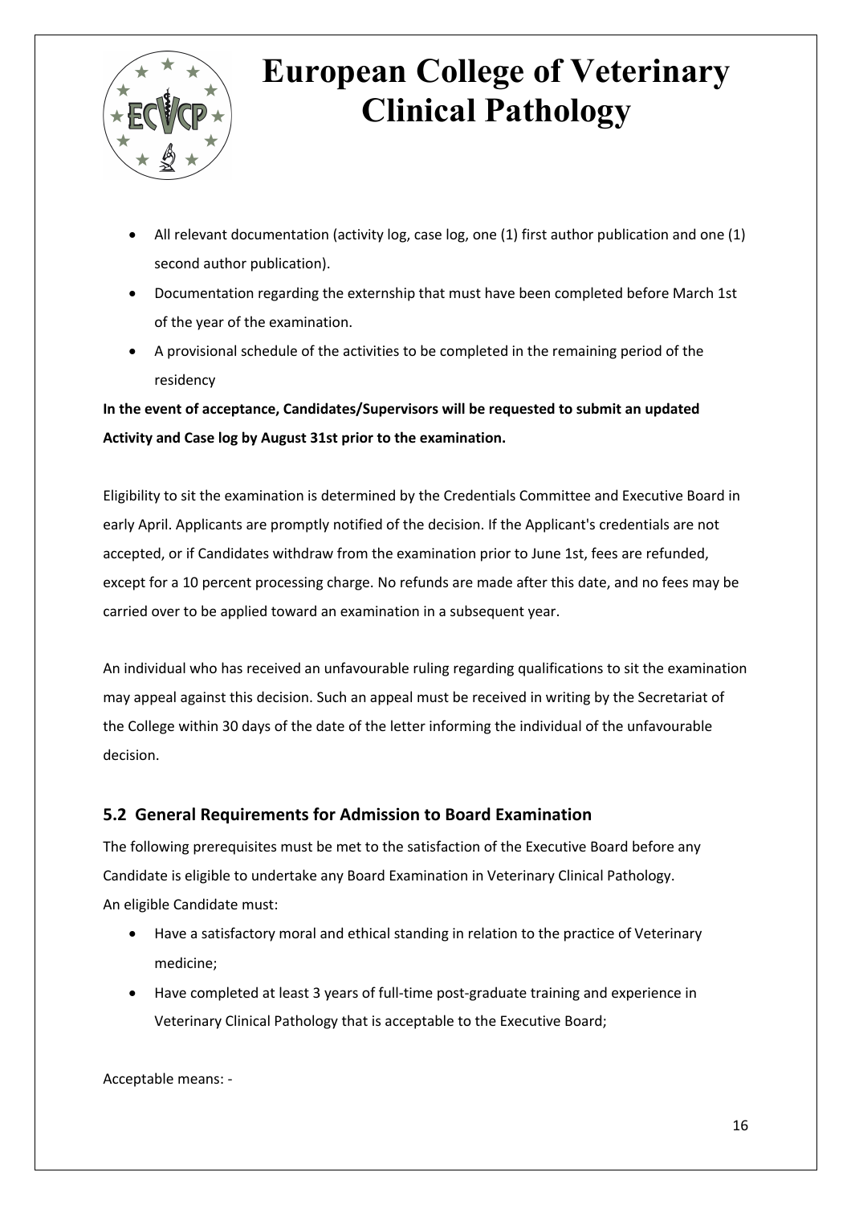- All relevant documentation (activity log, case log, one (1) first author publication and one (1) second author publication).
- Documentation regarding the externship that must have been completed before March 1st of the year of the examination.
- A provisional schedule of the activities to be completed in the remaining period of the residency

**In the event of acceptance, Candidates/Supervisors will be requested to submit an updated Activity and Case log by August 31st prior to the examination.**

Eligibility to sit the examination is determined by the Credentials Committee and Executive Board in early April. Applicants are promptly notified of the decision. If the Applicant's credentials are not accepted, or if Candidates withdraw from the examination prior to June 1st, fees are refunded, except for a 10 percent processing charge. No refunds are made after this date, and no fees may be carried over to be applied toward an examination in a subsequent year.

An individual who has received an unfavourable ruling regarding qualifications to sit the examination may appeal against this decision. Such an appeal must be received in writing by the Secretariat of the College within 30 days of the date of the letter informing the individual of the unfavourable decision.

## 5.2 General Requirements for Admission to Board Examination

The following prerequisites must be met to the satisfaction of the Executive Board before any Candidate is eligible to undertake any Board Examination in Veterinary Clinical Pathology.
An eligible Candidate must:

- Have a satisfactory moral and ethical standing in relation to the practice of Veterinary medicine;
- Have completed at least 3 years of full-time post-graduate training and experience in Veterinary Clinical Pathology that is acceptable to the Executive Board;

Acceptable means: -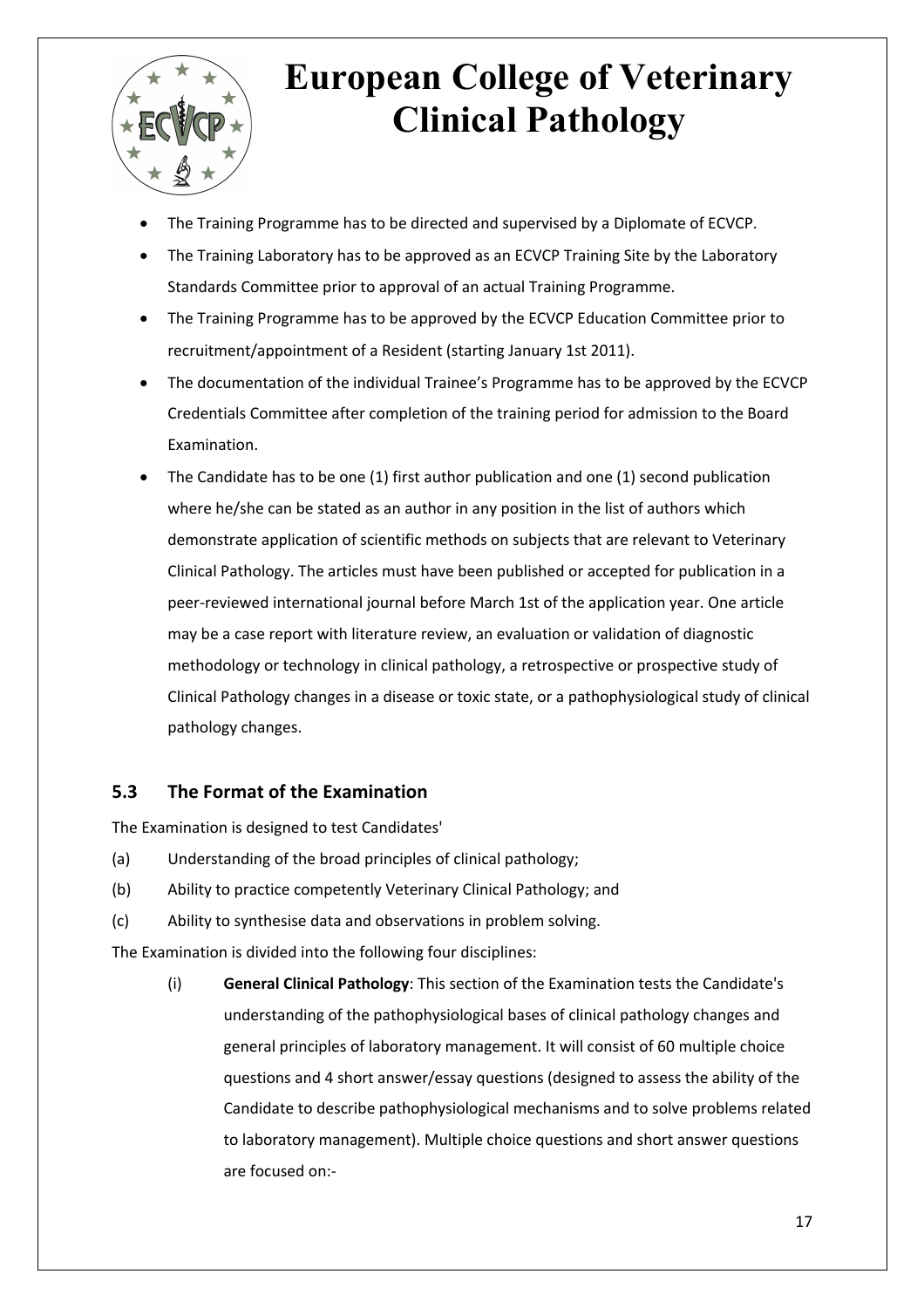- The Training Programme has to be directed and supervised by a Diplomate of ECVCP.
- The Training Laboratory has to be approved as an ECVCP Training Site by the Laboratory Standards Committee prior to approval of an actual Training Programme.
- The Training Programme has to be approved by the ECVCP Education Committee prior to recruitment/appointment of a Resident (starting January 1st 2011).
- The documentation of the individual Trainee's Programme has to be approved by the ECVCP Credentials Committee after completion of the training period for admission to the Board Examination.
- The Candidate has to be one (1) first author publication and one (1) second publication where he/she can be stated as an author in any position in the list of authors which demonstrate application of scientific methods on subjects that are relevant to Veterinary Clinical Pathology. The articles must have been published or accepted for publication in a peer-reviewed international journal before March 1st of the application year. One article may be a case report with literature review, an evaluation or validation of diagnostic methodology or technology in clinical pathology, a retrospective or prospective study of Clinical Pathology changes in a disease or toxic state, or a pathophysiological study of clinical pathology changes.

## 5.3 The Format of the Examination

The Examination is designed to test Candidates'

(a) Understanding of the broad principles of clinical pathology;

(b) Ability to practice competently Veterinary Clinical Pathology; and

(c) Ability to synthesise data and observations in problem solving.

The Examination is divided into the following four disciplines:

(i) **General Clinical Pathology**: This section of the Examination tests the Candidate's understanding of the pathophysiological bases of clinical pathology changes and general principles of laboratory management. It will consist of 60 multiple choice questions and 4 short answer/essay questions (designed to assess the ability of the Candidate to describe pathophysiological mechanisms and to solve problems related to laboratory management). Multiple choice questions and short answer questions are focused on:-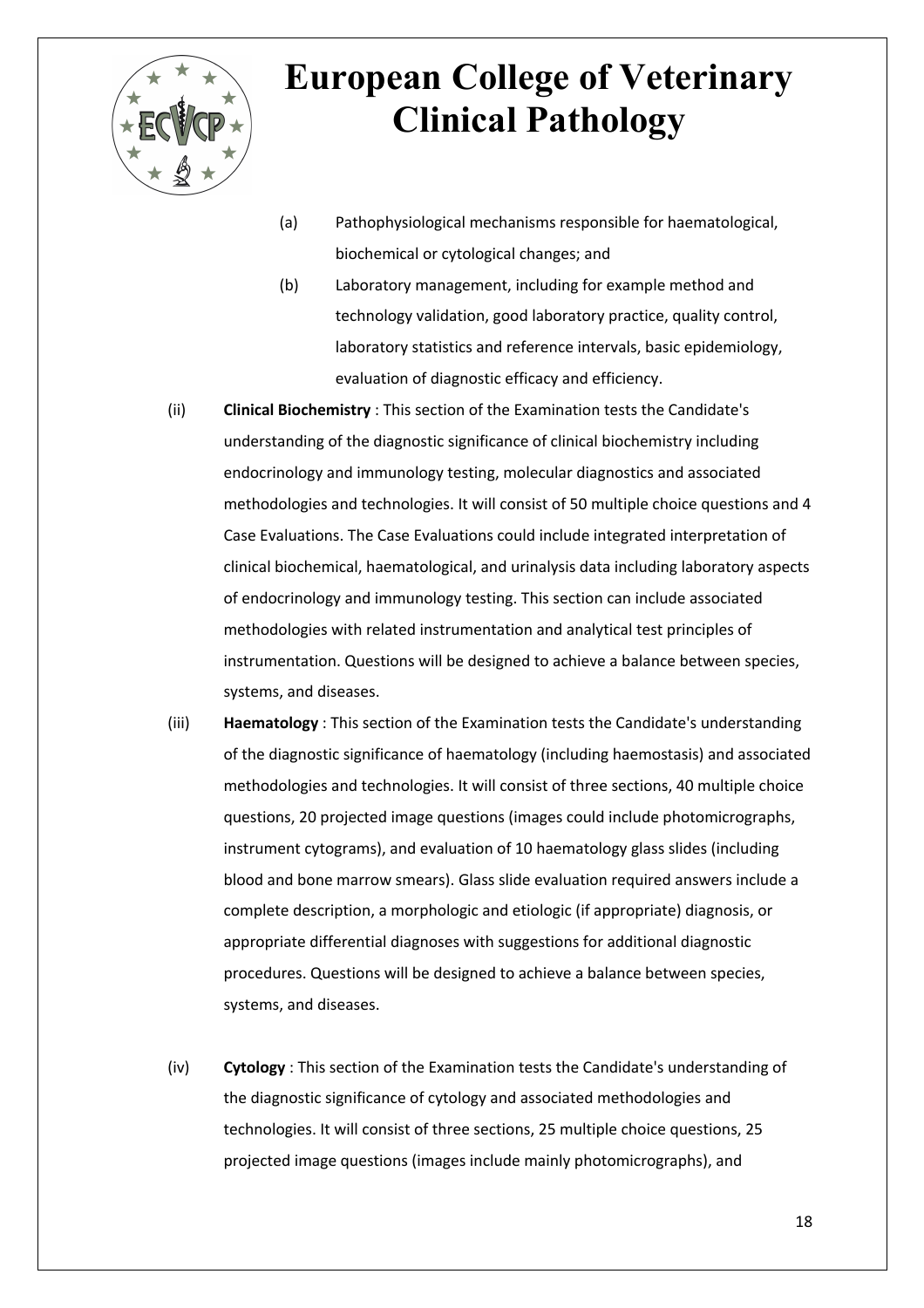(a) Pathophysiological mechanisms responsible for haematological, biochemical or cytological changes; and

(b) Laboratory management, including for example method and technology validation, good laboratory practice, quality control, laboratory statistics and reference intervals, basic epidemiology, evaluation of diagnostic efficacy and efficiency.

(ii) **Clinical Biochemistry** : This section of the Examination tests the Candidate's understanding of the diagnostic significance of clinical biochemistry including endocrinology and immunology testing, molecular diagnostics and associated methodologies and technologies. It will consist of 50 multiple choice questions and 4 Case Evaluations. The Case Evaluations could include integrated interpretation of clinical biochemical, haematological, and urinalysis data including laboratory aspects of endocrinology and immunology testing. This section can include associated methodologies with related instrumentation and analytical test principles of instrumentation. Questions will be designed to achieve a balance between species, systems, and diseases.

(iii) **Haematology** : This section of the Examination tests the Candidate's understanding of the diagnostic significance of haematology (including haemostasis) and associated methodologies and technologies. It will consist of three sections, 40 multiple choice questions, 20 projected image questions (images could include photomicrographs, instrument cytograms), and evaluation of 10 haematology glass slides (including blood and bone marrow smears). Glass slide evaluation required answers include a complete description, a morphologic and etiologic (if appropriate) diagnosis, or appropriate differential diagnoses with suggestions for additional diagnostic procedures. Questions will be designed to achieve a balance between species, systems, and diseases.

(iv) **Cytology** : This section of the Examination tests the Candidate's understanding of the diagnostic significance of cytology and associated methodologies and technologies. It will consist of three sections, 25 multiple choice questions, 25 projected image questions (images include mainly photomicrographs), and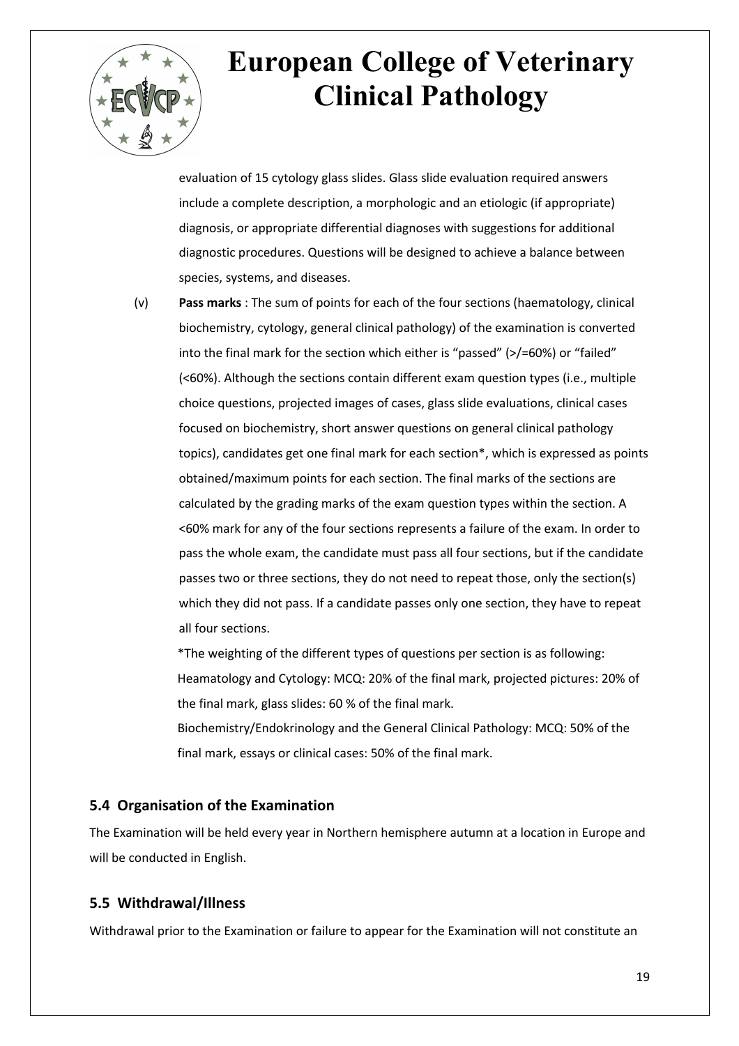evaluation of 15 cytology glass slides. Glass slide evaluation required answers include a complete description, a morphologic and an etiologic (if appropriate) diagnosis, or appropriate differential diagnoses with suggestions for additional diagnostic procedures. Questions will be designed to achieve a balance between species, systems, and diseases.

(v) **Pass marks** : The sum of points for each of the four sections (haematology, clinical biochemistry, cytology, general clinical pathology) of the examination is converted into the final mark for the section which either is "passed" (>/=60%) or "failed" (<60%). Although the sections contain different exam question types (i.e., multiple choice questions, projected images of cases, glass slide evaluations, clinical cases focused on biochemistry, short answer questions on general clinical pathology topics), candidates get one final mark for each section*, which is expressed as points obtained/maximum points for each section. The final marks of the sections are calculated by the grading marks of the exam question types within the section. A <60% mark for any of the four sections represents a failure of the exam. In order to pass the whole exam, the candidate must pass all four sections, but if the candidate passes two or three sections, they do not need to repeat those, only the section(s) which they did not pass. If a candidate passes only one section, they have to repeat all four sections.

*The weighting of the different types of questions per section is as following:
Heamatology and Cytology: MCQ: 20% of the final mark, projected pictures: 20% of the final mark, glass slides: 60 % of the final mark.
Biochemistry/Endokrinology and the General Clinical Pathology: MCQ: 50% of the final mark, essays or clinical cases: 50% of the final mark.

## 5.4 Organisation of the Examination

The Examination will be held every year in Northern hemisphere autumn at a location in Europe and will be conducted in English.

## 5.5 Withdrawal/Illness

Withdrawal prior to the Examination or failure to appear for the Examination will not constitute an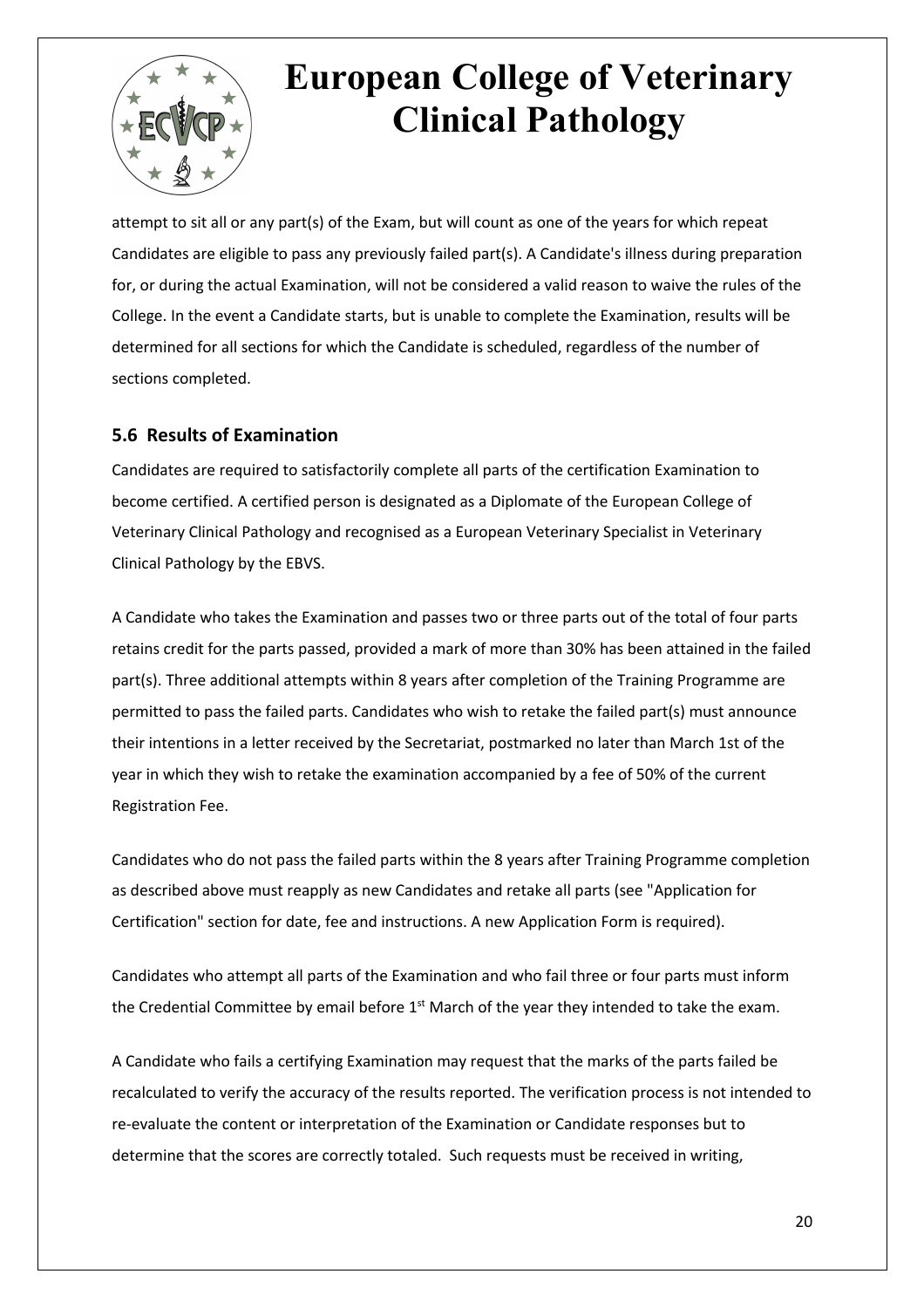attempt to sit all or any part(s) of the Exam, but will count as one of the years for which repeat Candidates are eligible to pass any previously failed part(s). A Candidate's illness during preparation for, or during the actual Examination, will not be considered a valid reason to waive the rules of the College. In the event a Candidate starts, but is unable to complete the Examination, results will be determined for all sections for which the Candidate is scheduled, regardless of the number of sections completed.

### 5.6 Results of Examination

Candidates are required to satisfactorily complete all parts of the certification Examination to become certified. A certified person is designated as a Diplomate of the European College of Veterinary Clinical Pathology and recognised as a European Veterinary Specialist in Veterinary Clinical Pathology by the EBVS.

A Candidate who takes the Examination and passes two or three parts out of the total of four parts retains credit for the parts passed, provided a mark of more than 30% has been attained in the failed part(s). Three additional attempts within 8 years after completion of the Training Programme are permitted to pass the failed parts. Candidates who wish to retake the failed part(s) must announce their intentions in a letter received by the Secretariat, postmarked no later than March 1st of the year in which they wish to retake the examination accompanied by a fee of 50% of the current Registration Fee.

Candidates who do not pass the failed parts within the 8 years after Training Programme completion as described above must reapply as new Candidates and retake all parts (see "Application for Certification" section for date, fee and instructions. A new Application Form is required).

Candidates who attempt all parts of the Examination and who fail three or four parts must inform the Credential Committee by email before 1st March of the year they intended to take the exam.

A Candidate who fails a certifying Examination may request that the marks of the parts failed be recalculated to verify the accuracy of the results reported. The verification process is not intended to re-evaluate the content or interpretation of the Examination or Candidate responses but to determine that the scores are correctly totaled. Such requests must be received in writing,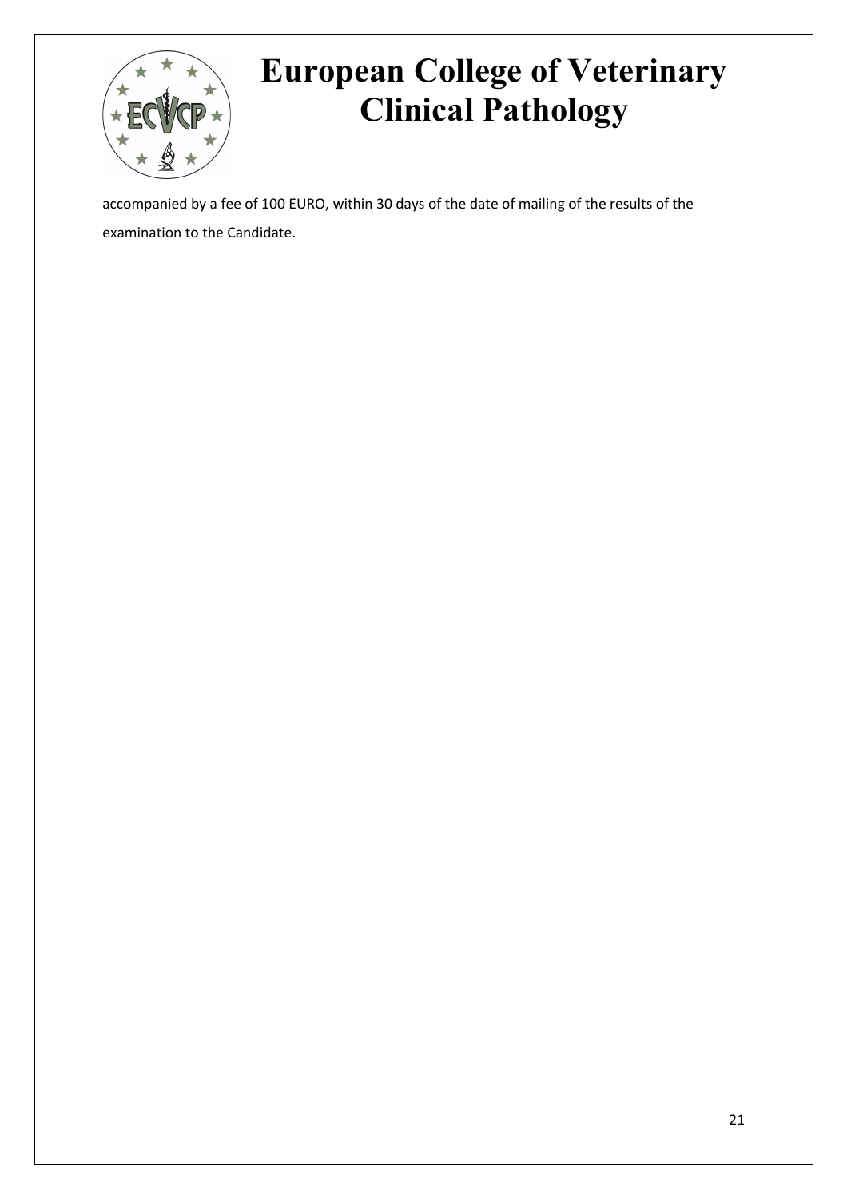accompanied by a fee of 100 EURO, within 30 days of the date of mailing of the results of the examination to the Candidate.